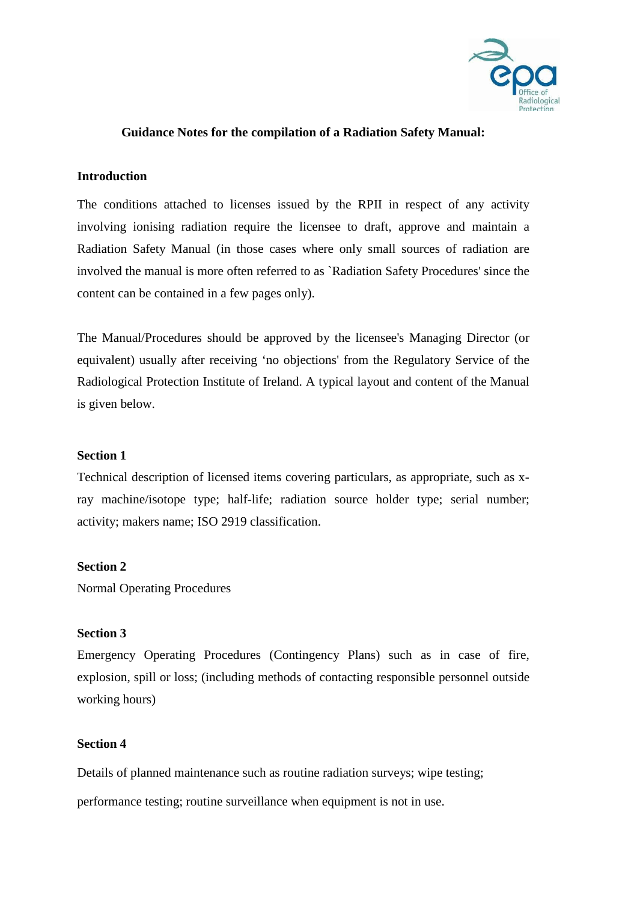## Guidance Notes for the compilation of a Radiation Safety Manual:

### Introduction

The conditions attached to licenses issued by the RPII in respect of any activity involving ionising radiation require the licensee to draft, approve and maintain a Radiation Safety Manual (in those cases where only small sources of radiation are involved the manual is more often referred to as `Radiation Safety Procedures' since the content can be contained in a few pages only).

The Manual/Procedures should be approved by the licensee's Managing Director (or equivalent) usually after receiving 'no objections' from the Regulatory Service of the Radiological Protection Institute of Ireland. A typical layout and content of the Manual is given below.

### Section 1

Technical description of licensed items covering particulars, as appropriate, such as x-ray machine/isotope type; half-life; radiation source holder type; serial number; activity; makers name; ISO 2919 classification.

### Section 2

Normal Operating Procedures

### Section 3

Emergency Operating Procedures (Contingency Plans) such as in case of fire, explosion, spill or loss; (including methods of contacting responsible personnel outside working hours)

### Section 4

Details of planned maintenance such as routine radiation surveys; wipe testing;

performance testing; routine surveillance when equipment is not in use.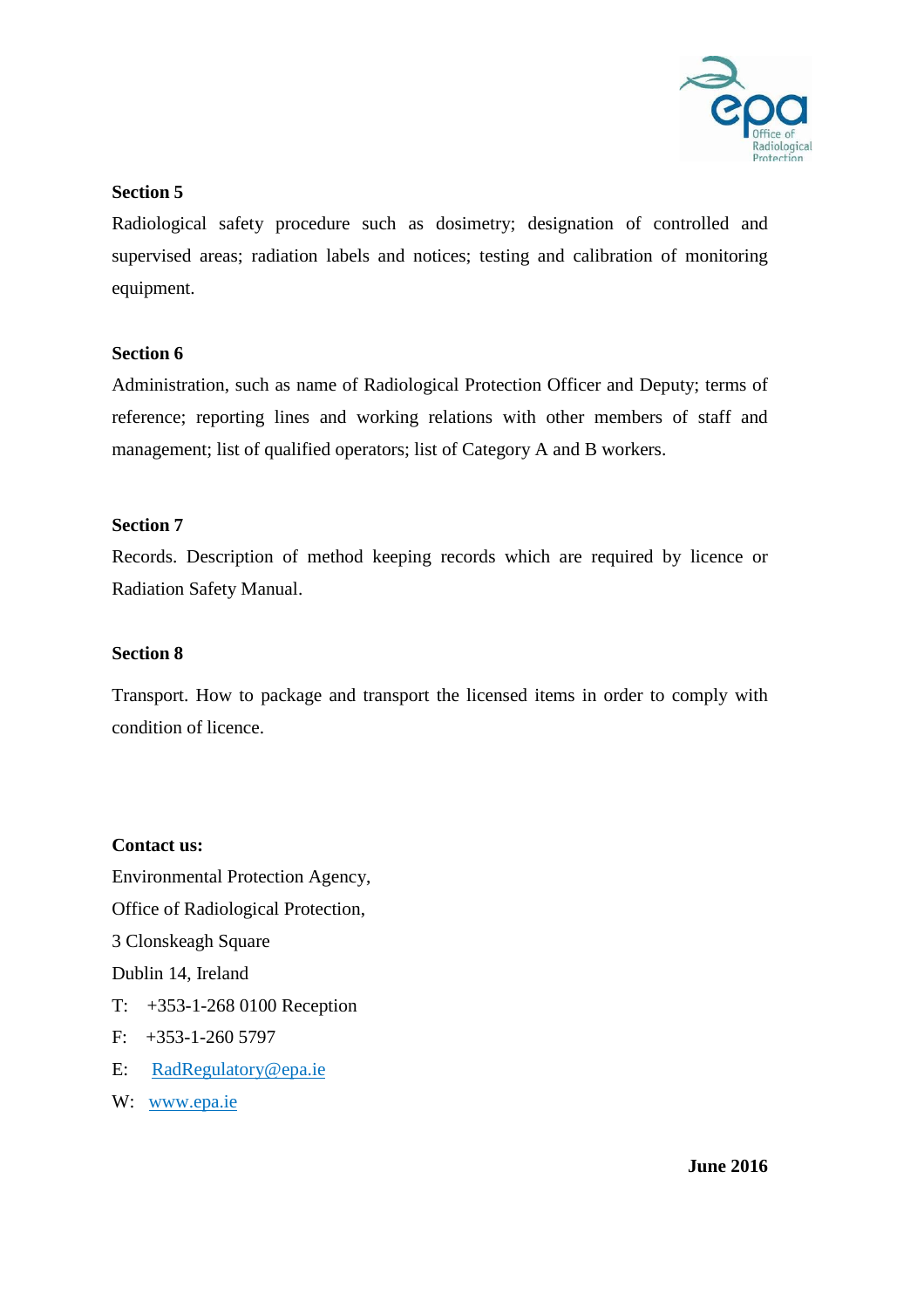**Section 5**

Radiological safety procedure such as dosimetry; designation of controlled and supervised areas; radiation labels and notices; testing and calibration of monitoring equipment.

**Section 6**

Administration, such as name of Radiological Protection Officer and Deputy; terms of reference; reporting lines and working relations with other members of staff and management; list of qualified operators; list of Category A and B workers.

**Section 7**

Records. Description of method keeping records which are required by licence or Radiation Safety Manual.

**Section 8**

Transport. How to package and transport the licensed items in order to comply with condition of licence.

**Contact us:**

Environmental Protection Agency,
Office of Radiological Protection,
3 Clonskeagh Square
Dublin 14, Ireland
T: +353-1-268 0100 Reception
F: +353-1-260 5797
E: RadRegulatory@epa.ie
W: www.epa.ie

**June 2016**